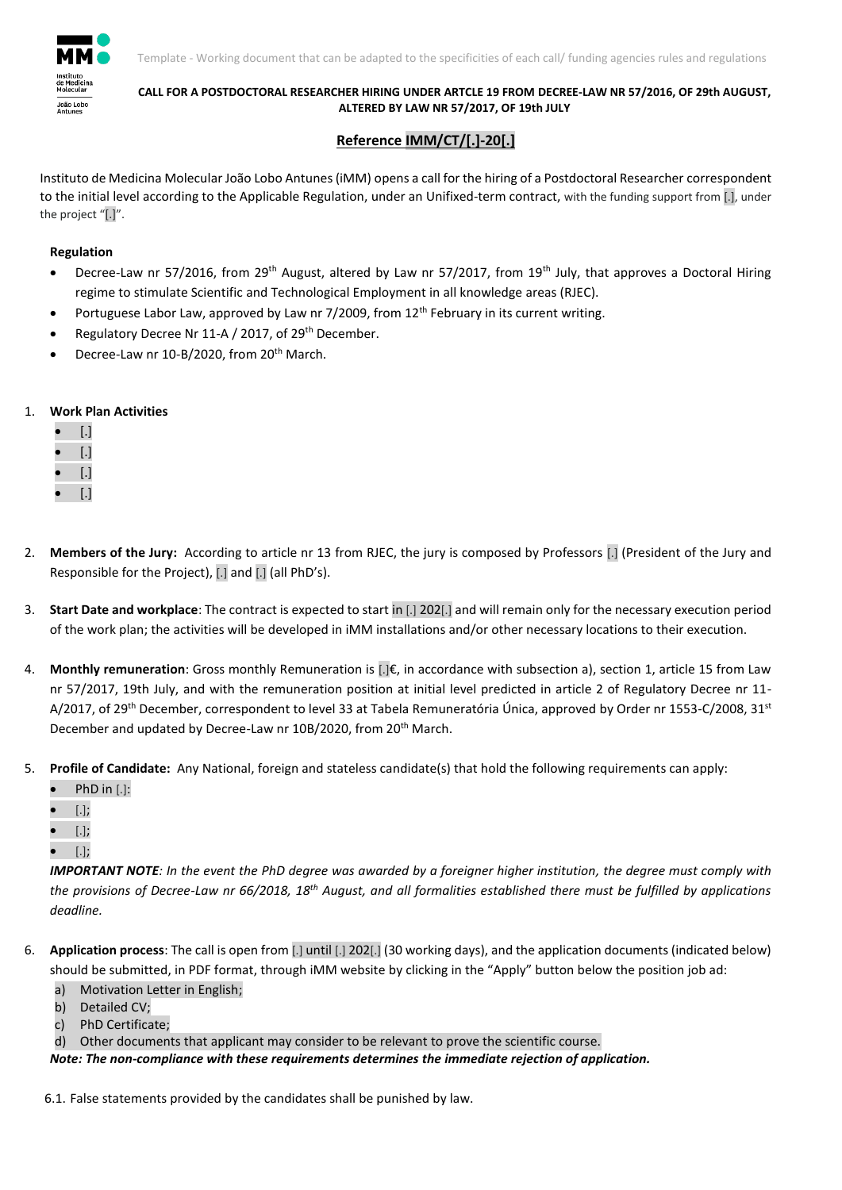Template - Working document that can be adapted to the specificities of each call/ funding agencies rules and regulations

**CALL FOR A POSTDOCTORAL RESEARCHER HIRING UNDER ARTCLE 19 FROM DECREE-LAW NR 57/2016, OF 29th AUGUST, ALTERED BY LAW NR 57/2017, OF 19th JULY**

**Reference IMM/CT/[.]-20[.]**

Instituto de Medicina Molecular João Lobo Antunes (iMM) opens a call for the hiring of a Postdoctoral Researcher correspondent to the initial level according to the Applicable Regulation, under an Unifixed-term contract, with the funding support from [.], under the project "[.]".

**Regulation**

- Decree-Law nr 57/2016, from 29th August, altered by Law nr 57/2017, from 19th July, that approves a Doctoral Hiring regime to stimulate Scientific and Technological Employment in all knowledge areas (RJEC).
- Portuguese Labor Law, approved by Law nr 7/2009, from 12th February in its current writing.
- Regulatory Decree Nr 11-A / 2017, of 29th December.
- Decree-Law nr 10-B/2020, from 20th March.

1. **Work Plan Activities**
   - [.]
   - [.]
   - [.]
   - [.]

2. **Members of the Jury:** According to article nr 13 from RJEC, the jury is composed by Professors [.] (President of the Jury and Responsible for the Project), [.] and [.] (all PhD's).

3. **Start Date and workplace**: The contract is expected to start in [.] 202[.] and will remain only for the necessary execution period of the work plan; the activities will be developed in iMM installations and/or other necessary locations to their execution.

4. **Monthly remuneration**: Gross monthly Remuneration is [.]€, in accordance with subsection a), section 1, article 15 from Law nr 57/2017, 19th July, and with the remuneration position at initial level predicted in article 2 of Regulatory Decree nr 11-A/2017, of 29th December, correspondent to level 33 at Tabela Remuneratória Única, approved by Order nr 1553-C/2008, 31st December and updated by Decree-Law nr 10B/2020, from 20th March.

5. **Profile of Candidate:** Any National, foreign and stateless candidate(s) that hold the following requirements can apply:
   - PhD in [.]:
   - [.];
   - [.];
   - [.];

   ***IMPORTANT NOTE**: In the event the PhD degree was awarded by a foreigner higher institution, the degree must comply with the provisions of Decree-Law nr 66/2018, 18th August, and all formalities established there must be fulfilled by applications deadline.*

6. **Application process**: The call is open from [.] until [.] 202[.] (30 working days), and the application documents (indicated below) should be submitted, in PDF format, through iMM website by clicking in the "Apply" button below the position job ad:
   a) Motivation Letter in English;
   b) Detailed CV;
   c) PhD Certificate;
   d) Other documents that applicant may consider to be relevant to prove the scientific course.

   ***Note: The non-compliance with these requirements determines the immediate rejection of application.***

6.1. False statements provided by the candidates shall be punished by law.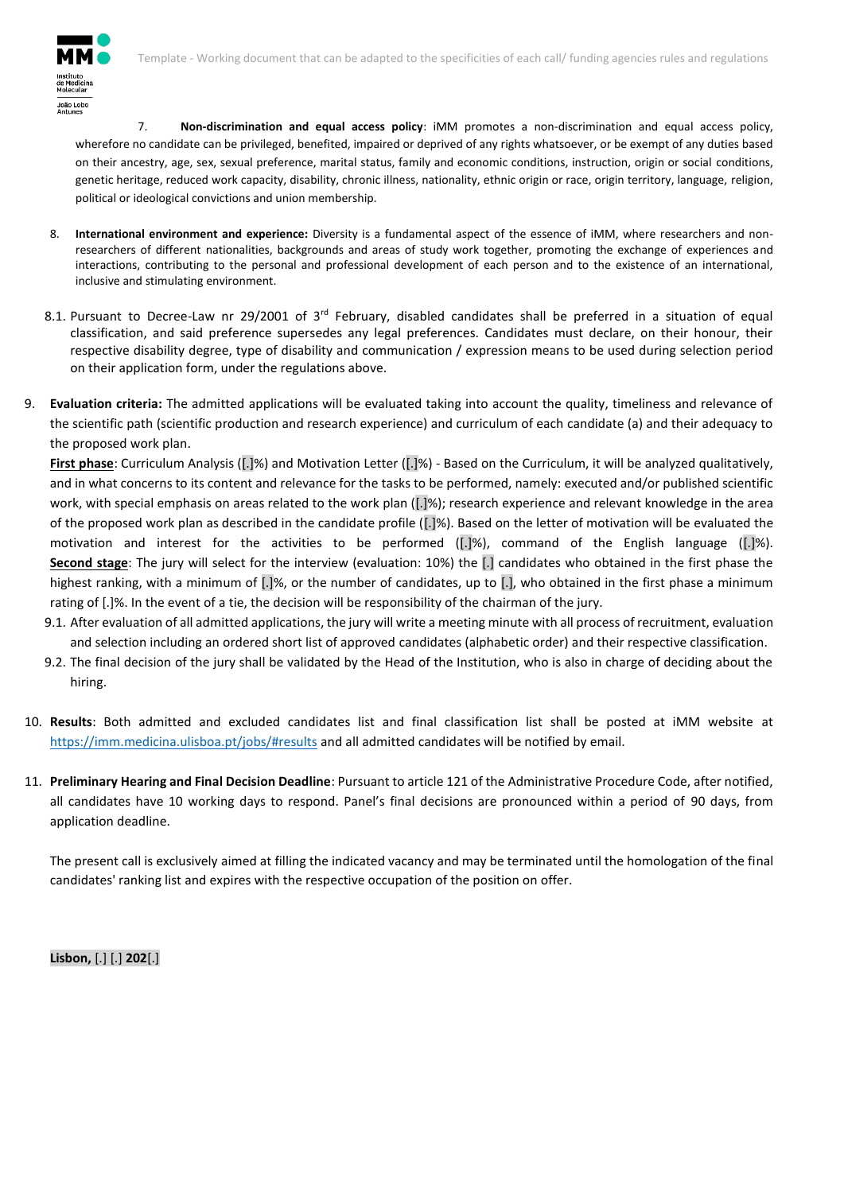7. **Non-discrimination and equal access policy**: iMM promotes a non-discrimination and equal access policy, wherefore no candidate can be privileged, benefited, impaired or deprived of any rights whatsoever, or be exempt of any duties based on their ancestry, age, sex, sexual preference, marital status, family and economic conditions, instruction, origin or social conditions, genetic heritage, reduced work capacity, disability, chronic illness, nationality, ethnic origin or race, origin territory, language, religion, political or ideological convictions and union membership.

8. **International environment and experience:** Diversity is a fundamental aspect of the essence of iMM, where researchers and non-researchers of different nationalities, backgrounds and areas of study work together, promoting the exchange of experiences and interactions, contributing to the personal and professional development of each person and to the existence of an international, inclusive and stimulating environment.

8.1. Pursuant to Decree-Law nr 29/2001 of 3rd February, disabled candidates shall be preferred in a situation of equal classification, and said preference supersedes any legal preferences. Candidates must declare, on their honour, their respective disability degree, type of disability and communication / expression means to be used during selection period on their application form, under the regulations above.

9. **Evaluation criteria:** The admitted applications will be evaluated taking into account the quality, timeliness and relevance of the scientific path (scientific production and research experience) and curriculum of each candidate (a) and their adequacy to the proposed work plan.

   **First phase**: Curriculum Analysis ([.]%) and Motivation Letter ([.]%) - Based on the Curriculum, it will be analyzed qualitatively, and in what concerns to its content and relevance for the tasks to be performed, namely: executed and/or published scientific work, with special emphasis on areas related to the work plan ([.]%); research experience and relevant knowledge in the area of the proposed work plan as described in the candidate profile ([.]%). Based on the letter of motivation will be evaluated the motivation and interest for the activities to be performed ([.]%), command of the English language ([.]%). **Second stage**: The jury will select for the interview (evaluation: 10%) the [.] candidates who obtained in the first phase the highest ranking, with a minimum of [.]%, or the number of candidates, up to [.], who obtained in the first phase a minimum rating of [.]%. In the event of a tie, the decision will be responsibility of the chairman of the jury.

   9.1. After evaluation of all admitted applications, the jury will write a meeting minute with all process of recruitment, evaluation and selection including an ordered short list of approved candidates (alphabetic order) and their respective classification.

   9.2. The final decision of the jury shall be validated by the Head of the Institution, who is also in charge of deciding about the hiring.

10. **Results**: Both admitted and excluded candidates list and final classification list shall be posted at iMM website at https://imm.medicina.ulisboa.pt/jobs/#results and all admitted candidates will be notified by email.

11. **Preliminary Hearing and Final Decision Deadline**: Pursuant to article 121 of the Administrative Procedure Code, after notified, all candidates have 10 working days to respond. Panel's final decisions are pronounced within a period of 90 days, from application deadline.

The present call is exclusively aimed at filling the indicated vacancy and may be terminated until the homologation of the final candidates' ranking list and expires with the respective occupation of the position on offer.

**Lisbon,** [.] [.] **202**[.]